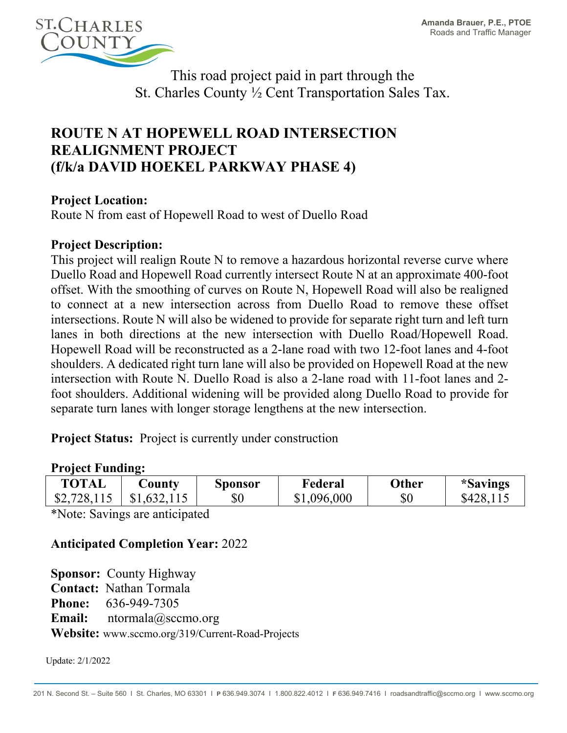Amanda Brauer, P.E., PTOE
Roads and Traffic Manager

This road project paid in part through the
St. Charles County ½ Cent Transportation Sales Tax.

# ROUTE N AT HOPEWELL ROAD INTERSECTION REALIGNMENT PROJECT (f/k/a DAVID HOEKEL PARKWAY PHASE 4)

**Project Location:**
Route N from east of Hopewell Road to west of Duello Road

**Project Description:**
This project will realign Route N to remove a hazardous horizontal reverse curve where Duello Road and Hopewell Road currently intersect Route N at an approximate 400-foot offset. With the smoothing of curves on Route N, Hopewell Road will also be realigned to connect at a new intersection across from Duello Road to remove these offset intersections. Route N will also be widened to provide for separate right turn and left turn lanes in both directions at the new intersection with Duello Road/Hopewell Road. Hopewell Road will be reconstructed as a 2-lane road with two 12-foot lanes and 4-foot shoulders. A dedicated right turn lane will also be provided on Hopewell Road at the new intersection with Route N. Duello Road is also a 2-lane road with 11-foot lanes and 2-foot shoulders. Additional widening will be provided along Duello Road to provide for separate turn lanes with longer storage lengthens at the new intersection.

**Project Status:** Project is currently under construction

**Project Funding:**

| TOTAL | County | Sponsor | Federal | Other | *Savings |
|---|---|---|---|---|---|
| $2,728,115 | $1,632,115 | $0 | $1,096,000 | $0 | $428,115 |

*Note: Savings are anticipated

**Anticipated Completion Year:** 2022

**Sponsor:** County Highway
**Contact:** Nathan Tormala
**Phone:** 636-949-7305
**Email:** ntormala@sccmo.org
**Website:** www.sccmo.org/319/Current-Road-Projects

Update: 2/1/2022

201 N. Second St. – Suite 560 I St. Charles, MO 63301 I P 636.949.3074 I 1.800.822.4012 I F 636.949.7416 I roadsandtraffic@sccmo.org I www.sccmo.org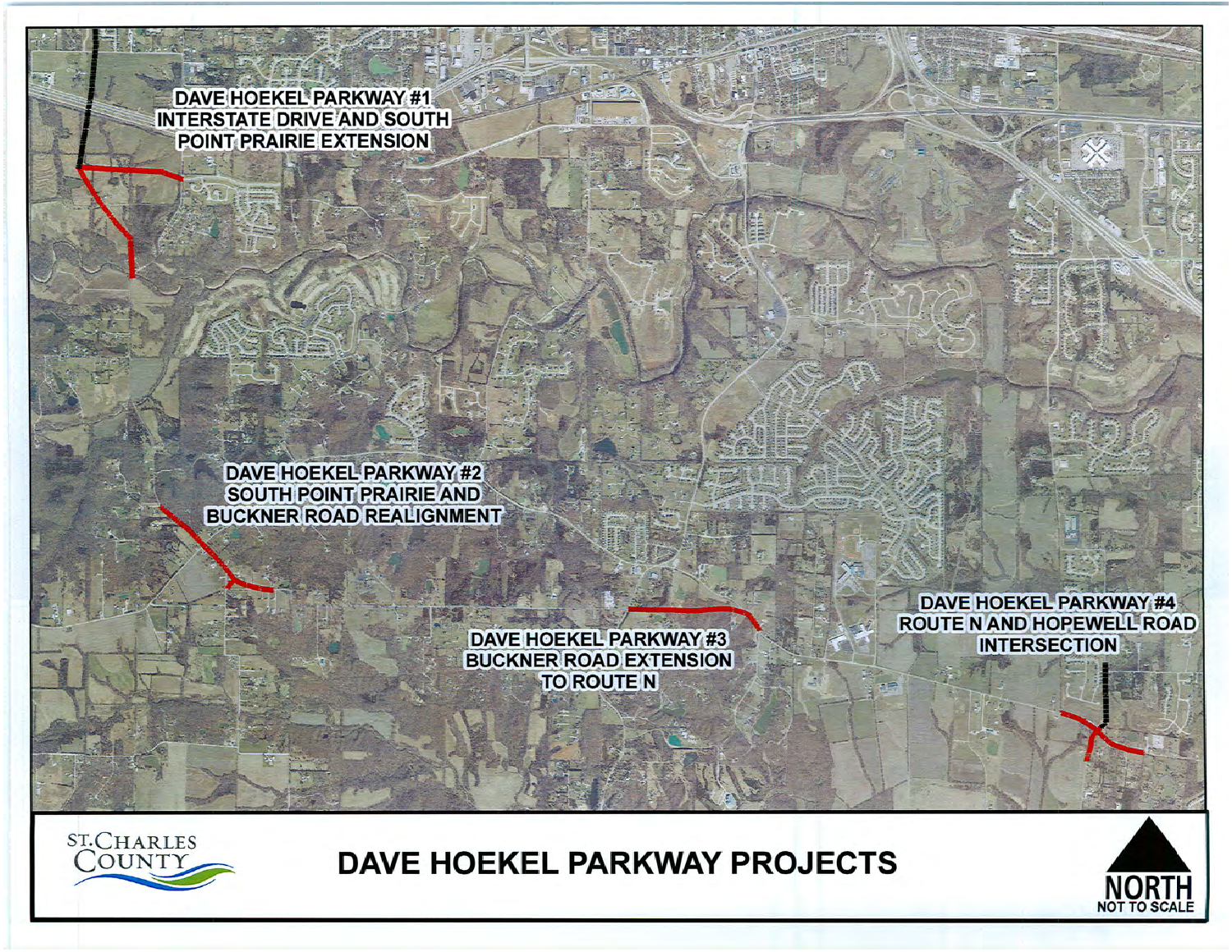DAVE HOEKEL PARKWAY #1
INTERSTATE DRIVE AND SOUTH POINT PRAIRIE EXTENSION

DAVE HOEKEL PARKWAY #2
SOUTH POINT PRAIRIE AND BUCKNER ROAD REALIGNMENT

DAVE HOEKEL PARKWAY #3
BUCKNER ROAD EXTENSION TO ROUTE N

DAVE HOEKEL PARKWAY #4
ROUTE N AND HOPEWELL ROAD INTERSECTION

ST. CHARLES COUNTY

# DAVE HOEKEL PARKWAY PROJECTS

NORTH
NOT TO SCALE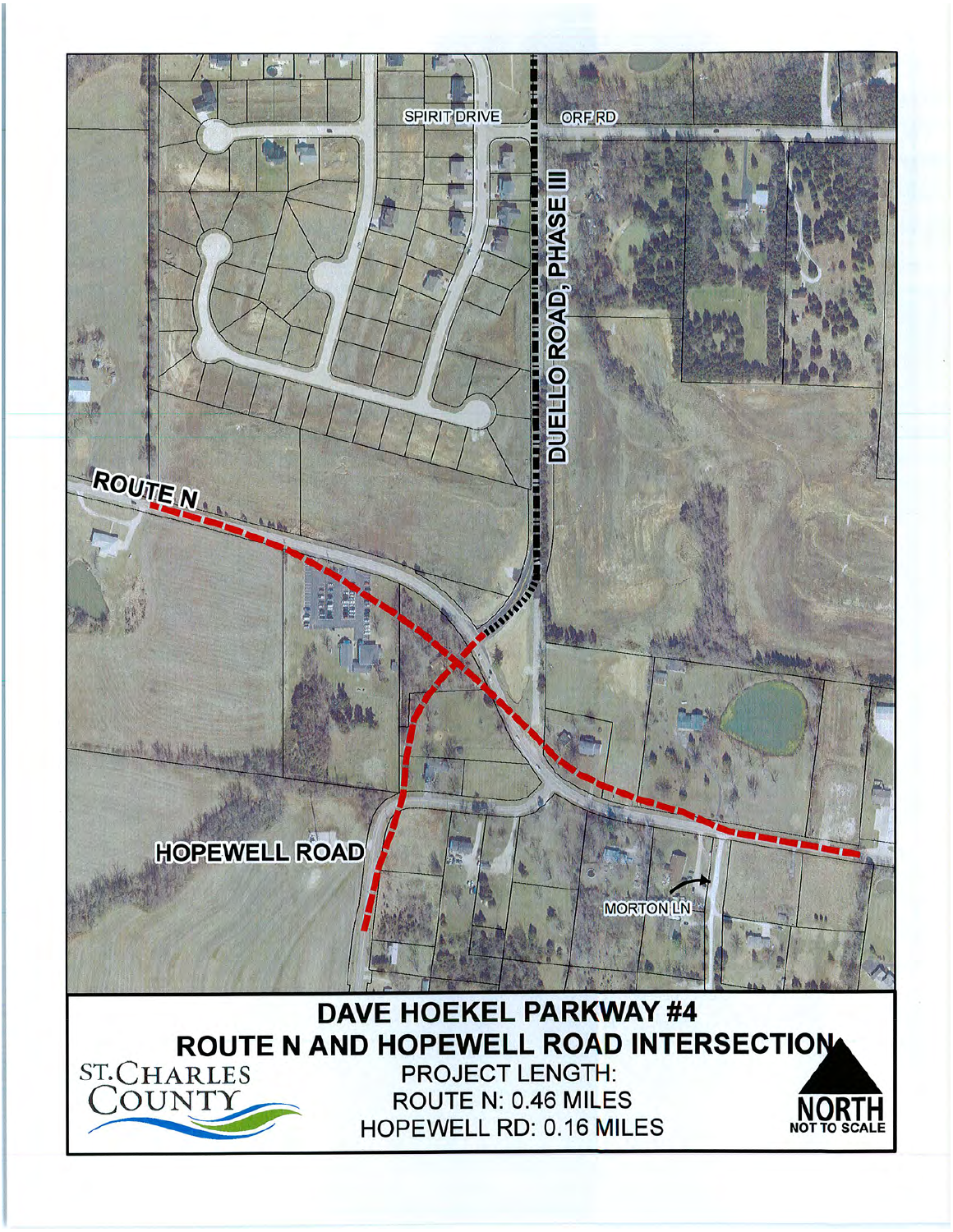SPIRIT DRIVE

ORF RD

DUELLO ROAD, PHASE III

ROUTE N

HOPEWELL ROAD

MORTON LN

# DAVE HOEKEL PARKWAY #4

## ROUTE N AND HOPEWELL ROAD INTERSECTION

ST. CHARLES COUNTY

PROJECT LENGTH:
ROUTE N: 0.46 MILES
HOPEWELL RD: 0.16 MILES

NORTH
NOT TO SCALE